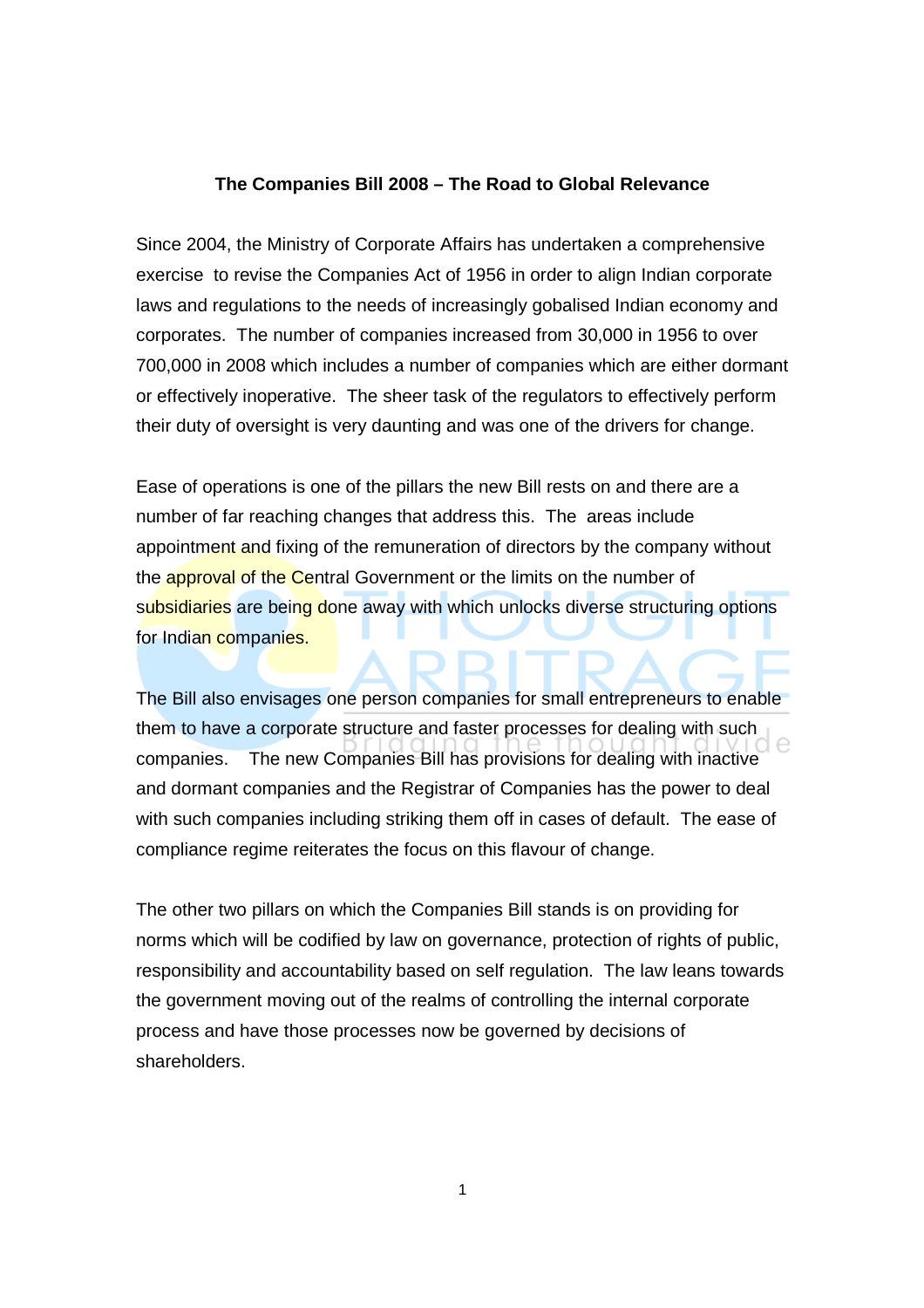**The Companies Bill 2008 – The Road to Global Relevance**

Since 2004, the Ministry of Corporate Affairs has undertaken a comprehensive exercise to revise the Companies Act of 1956 in order to align Indian corporate laws and regulations to the needs of increasingly gobalised Indian economy and corporates. The number of companies increased from 30,000 in 1956 to over 700,000 in 2008 which includes a number of companies which are either dormant or effectively inoperative. The sheer task of the regulators to effectively perform their duty of oversight is very daunting and was one of the drivers for change.

Ease of operations is one of the pillars the new Bill rests on and there are a number of far reaching changes that address this. The areas include appointment and fixing of the remuneration of directors by the company without the approval of the Central Government or the limits on the number of subsidiaries are being done away with which unlocks diverse structuring options for Indian companies.

The Bill also envisages one person companies for small entrepreneurs to enable them to have a corporate structure and faster processes for dealing with such companies. The new Companies Bill has provisions for dealing with inactive and dormant companies and the Registrar of Companies has the power to deal with such companies including striking them off in cases of default. The ease of compliance regime reiterates the focus on this flavour of change.

The other two pillars on which the Companies Bill stands is on providing for norms which will be codified by law on governance, protection of rights of public, responsibility and accountability based on self regulation. The law leans towards the government moving out of the realms of controlling the internal corporate process and have those processes now be governed by decisions of shareholders.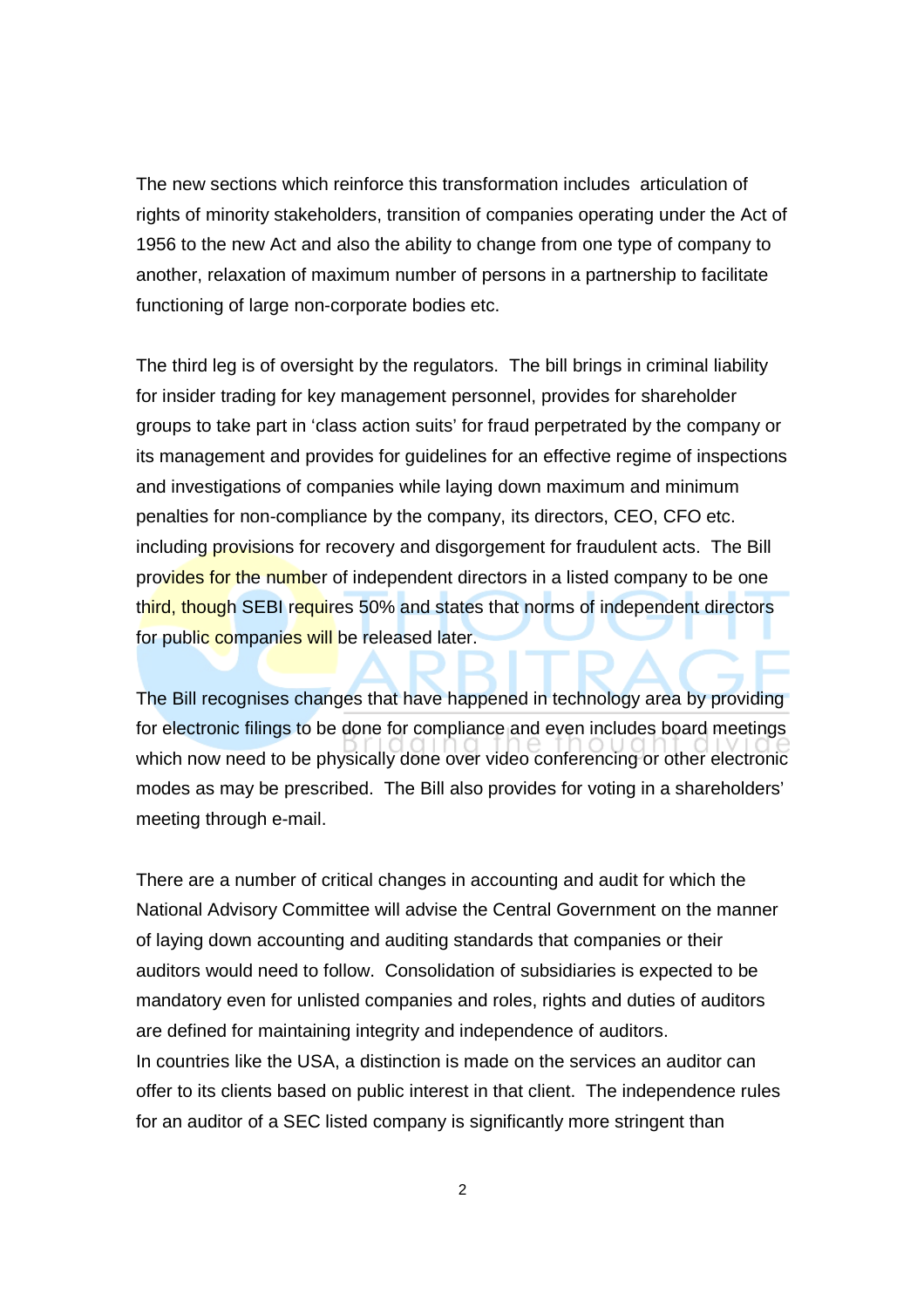The new sections which reinforce this transformation includes  articulation of rights of minority stakeholders, transition of companies operating under the Act of 1956 to the new Act and also the ability to change from one type of company to another, relaxation of maximum number of persons in a partnership to facilitate functioning of large non-corporate bodies etc.

The third leg is of oversight by the regulators.  The bill brings in criminal liability for insider trading for key management personnel, provides for shareholder groups to take part in 'class action suits' for fraud perpetrated by the company or its management and provides for guidelines for an effective regime of inspections and investigations of companies while laying down maximum and minimum penalties for non-compliance by the company, its directors, CEO, CFO etc. including provisions for recovery and disgorgement for fraudulent acts.  The Bill provides for the number of independent directors in a listed company to be one third, though SEBI requires 50% and states that norms of independent directors for public companies will be released later.

The Bill recognises changes that have happened in technology area by providing for electronic filings to be done for compliance and even includes board meetings which now need to be physically done over video conferencing or other electronic modes as may be prescribed.  The Bill also provides for voting in a shareholders' meeting through e-mail.

There are a number of critical changes in accounting and audit for which the National Advisory Committee will advise the Central Government on the manner of laying down accounting and auditing standards that companies or their auditors would need to follow.  Consolidation of subsidiaries is expected to be mandatory even for unlisted companies and roles, rights and duties of auditors are defined for maintaining integrity and independence of auditors.
In countries like the USA, a distinction is made on the services an auditor can offer to its clients based on public interest in that client.  The independence rules for an auditor of a SEC listed company is significantly more stringent than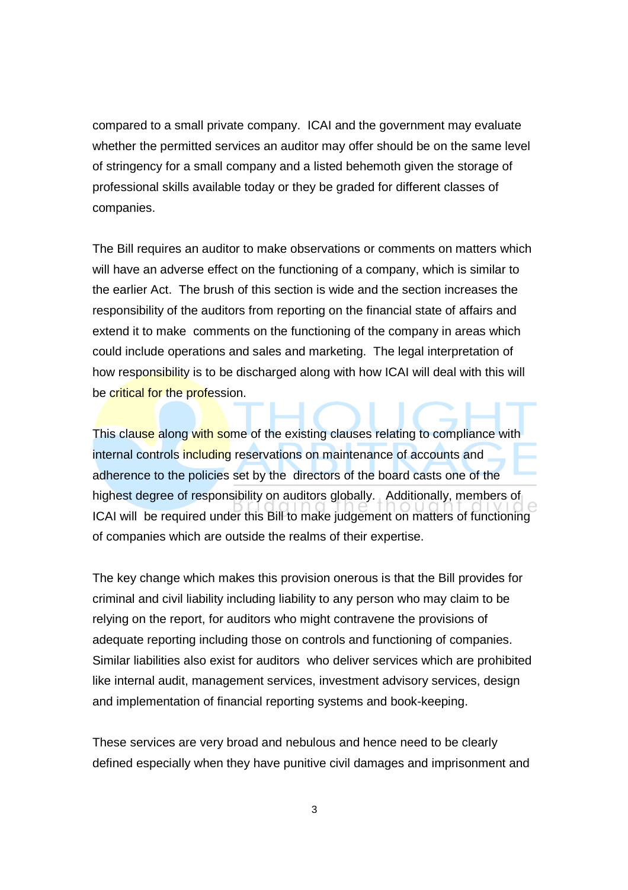compared to a small private company. ICAI and the government may evaluate whether the permitted services an auditor may offer should be on the same level of stringency for a small company and a listed behemoth given the storage of professional skills available today or they be graded for different classes of companies.

The Bill requires an auditor to make observations or comments on matters which will have an adverse effect on the functioning of a company, which is similar to the earlier Act. The brush of this section is wide and the section increases the responsibility of the auditors from reporting on the financial state of affairs and extend it to make comments on the functioning of the company in areas which could include operations and sales and marketing. The legal interpretation of how responsibility is to be discharged along with how ICAI will deal with this will be critical for the profession.

This clause along with some of the existing clauses relating to compliance with internal controls including reservations on maintenance of accounts and adherence to the policies set by the directors of the board casts one of the highest degree of responsibility on auditors globally. Additionally, members of ICAI will be required under this Bill to make judgement on matters of functioning of companies which are outside the realms of their expertise.

The key change which makes this provision onerous is that the Bill provides for criminal and civil liability including liability to any person who may claim to be relying on the report, for auditors who might contravene the provisions of adequate reporting including those on controls and functioning of companies. Similar liabilities also exist for auditors who deliver services which are prohibited like internal audit, management services, investment advisory services, design and implementation of financial reporting systems and book-keeping.

These services are very broad and nebulous and hence need to be clearly defined especially when they have punitive civil damages and imprisonment and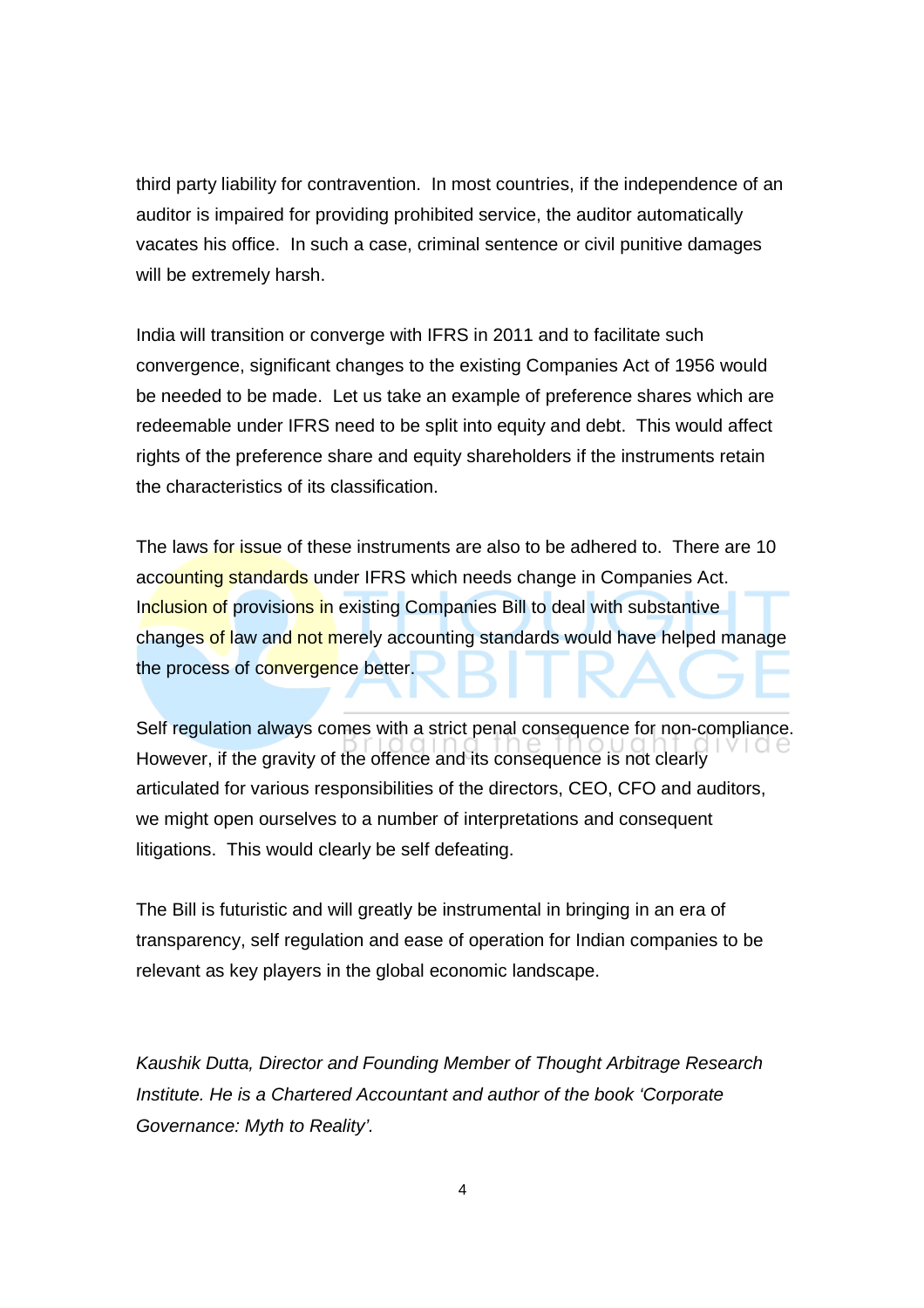third party liability for contravention. In most countries, if the independence of an auditor is impaired for providing prohibited service, the auditor automatically vacates his office. In such a case, criminal sentence or civil punitive damages will be extremely harsh.

India will transition or converge with IFRS in 2011 and to facilitate such convergence, significant changes to the existing Companies Act of 1956 would be needed to be made. Let us take an example of preference shares which are redeemable under IFRS need to be split into equity and debt. This would affect rights of the preference share and equity shareholders if the instruments retain the characteristics of its classification.

The laws for issue of these instruments are also to be adhered to. There are 10 accounting standards under IFRS which needs change in Companies Act. Inclusion of provisions in existing Companies Bill to deal with substantive changes of law and not merely accounting standards would have helped manage the process of convergence better.

Self regulation always comes with a strict penal consequence for non-compliance. However, if the gravity of the offence and its consequence is not clearly articulated for various responsibilities of the directors, CEO, CFO and auditors, we might open ourselves to a number of interpretations and consequent litigations. This would clearly be self defeating.

The Bill is futuristic and will greatly be instrumental in bringing in an era of transparency, self regulation and ease of operation for Indian companies to be relevant as key players in the global economic landscape.

*Kaushik Dutta, Director and Founding Member of Thought Arbitrage Research Institute. He is a Chartered Accountant and author of the book 'Corporate Governance: Myth to Reality'.*